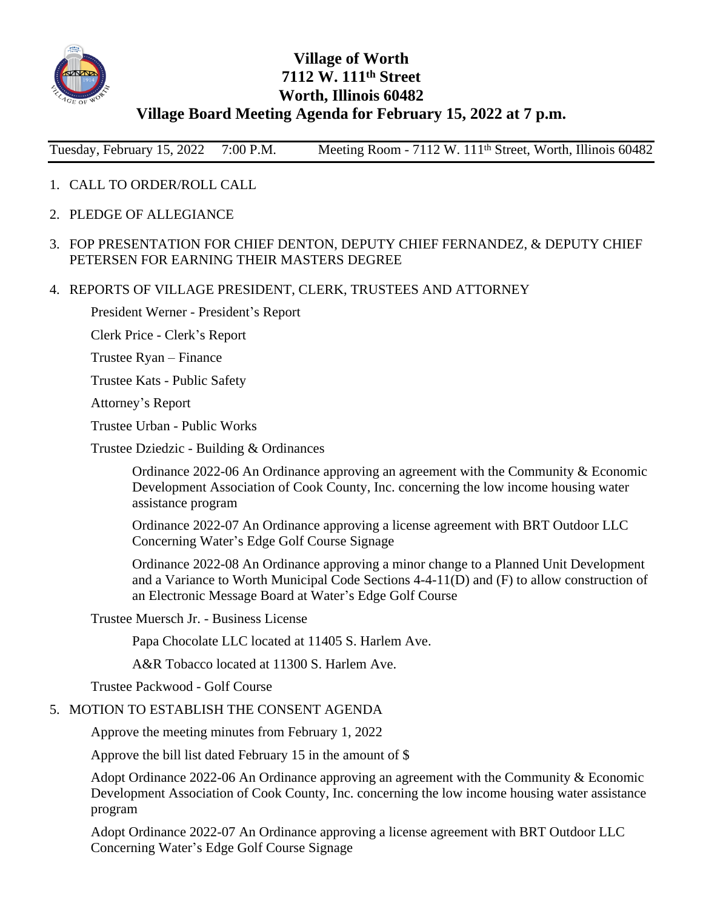# Village of Worth
## 7112 W. 111th Street
## Worth, Illinois 60482
## Village Board Meeting Agenda for February 15, 2022 at 7 p.m.

Tuesday, February 15, 2022 7:00 P.M. Meeting Room - 7112 W. 111th Street, Worth, Illinois 60482

1. CALL TO ORDER/ROLL CALL
2. PLEDGE OF ALLEGIANCE
3. FOP PRESENTATION FOR CHIEF DENTON, DEPUTY CHIEF FERNANDEZ, & DEPUTY CHIEF PETERSEN FOR EARNING THEIR MASTERS DEGREE
4. REPORTS OF VILLAGE PRESIDENT, CLERK, TRUSTEES AND ATTORNEY

   President Werner - President's Report

   Clerk Price - Clerk's Report

   Trustee Ryan – Finance

   Trustee Kats - Public Safety

   Attorney's Report

   Trustee Urban - Public Works

   Trustee Dziedzic - Building & Ordinances

   > Ordinance 2022-06 An Ordinance approving an agreement with the Community & Economic Development Association of Cook County, Inc. concerning the low income housing water assistance program
   >
   > Ordinance 2022-07 An Ordinance approving a license agreement with BRT Outdoor LLC Concerning Water's Edge Golf Course Signage
   >
   > Ordinance 2022-08 An Ordinance approving a minor change to a Planned Unit Development and a Variance to Worth Municipal Code Sections 4-4-11(D) and (F) to allow construction of an Electronic Message Board at Water's Edge Golf Course

   Trustee Muersch Jr. - Business License

   > Papa Chocolate LLC located at 11405 S. Harlem Ave.
   >
   > A&R Tobacco located at 11300 S. Harlem Ave.

   Trustee Packwood - Golf Course

5. MOTION TO ESTABLISH THE CONSENT AGENDA

   Approve the meeting minutes from February 1, 2022

   Approve the bill list dated February 15 in the amount of $

   Adopt Ordinance 2022-06 An Ordinance approving an agreement with the Community & Economic Development Association of Cook County, Inc. concerning the low income housing water assistance program

   Adopt Ordinance 2022-07 An Ordinance approving a license agreement with BRT Outdoor LLC Concerning Water's Edge Golf Course Signage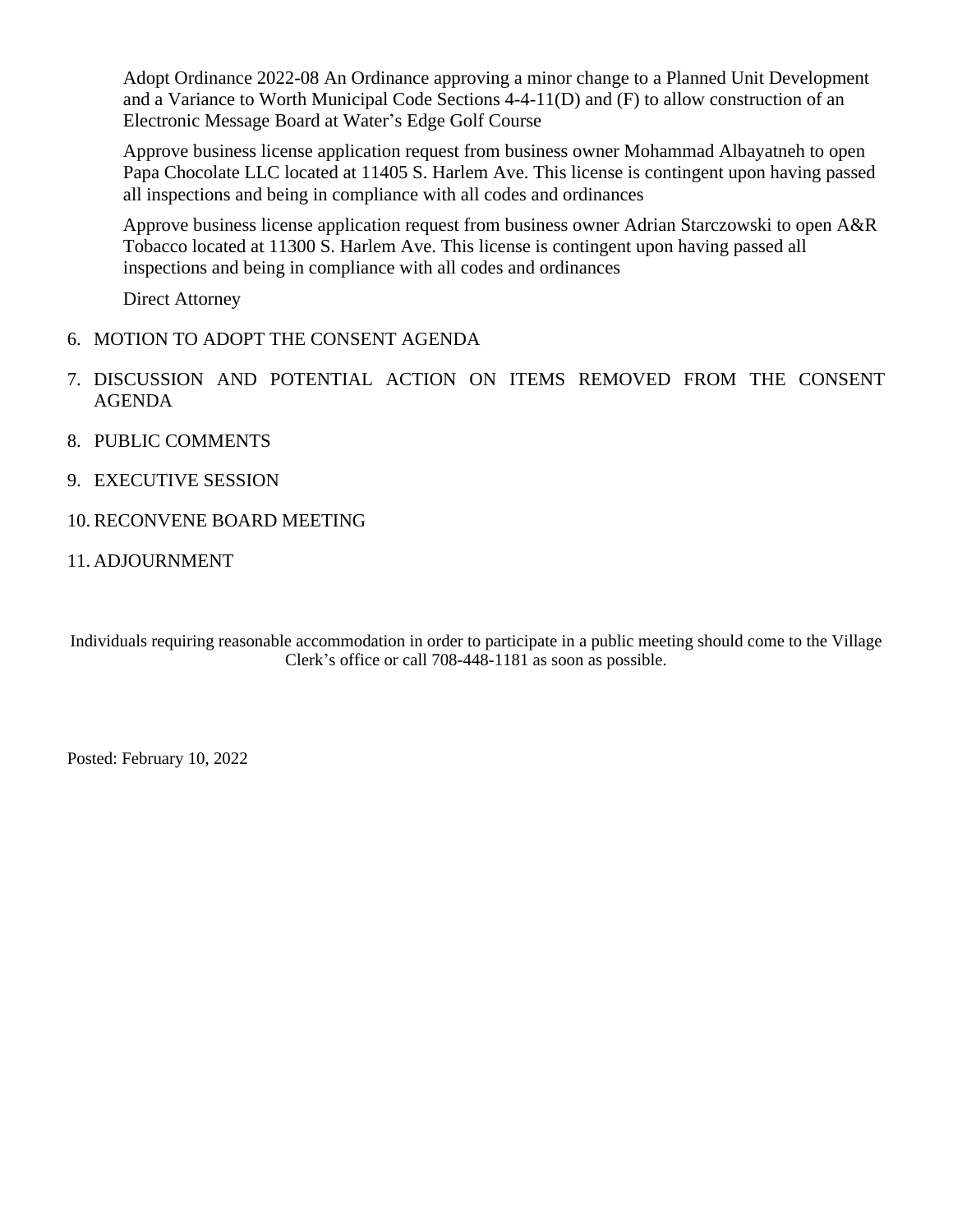Adopt Ordinance 2022-08 An Ordinance approving a minor change to a Planned Unit Development and a Variance to Worth Municipal Code Sections 4-4-11(D) and (F) to allow construction of an Electronic Message Board at Water's Edge Golf Course

Approve business license application request from business owner Mohammad Albayatneh to open Papa Chocolate LLC located at 11405 S. Harlem Ave. This license is contingent upon having passed all inspections and being in compliance with all codes and ordinances

Approve business license application request from business owner Adrian Starczowski to open A&R Tobacco located at 11300 S. Harlem Ave. This license is contingent upon having passed all inspections and being in compliance with all codes and ordinances

Direct Attorney

6. MOTION TO ADOPT THE CONSENT AGENDA
7. DISCUSSION AND POTENTIAL ACTION ON ITEMS REMOVED FROM THE CONSENT AGENDA
8. PUBLIC COMMENTS
9. EXECUTIVE SESSION
10. RECONVENE BOARD MEETING
11. ADJOURNMENT

Individuals requiring reasonable accommodation in order to participate in a public meeting should come to the Village Clerk's office or call 708-448-1181 as soon as possible.

Posted: February 10, 2022